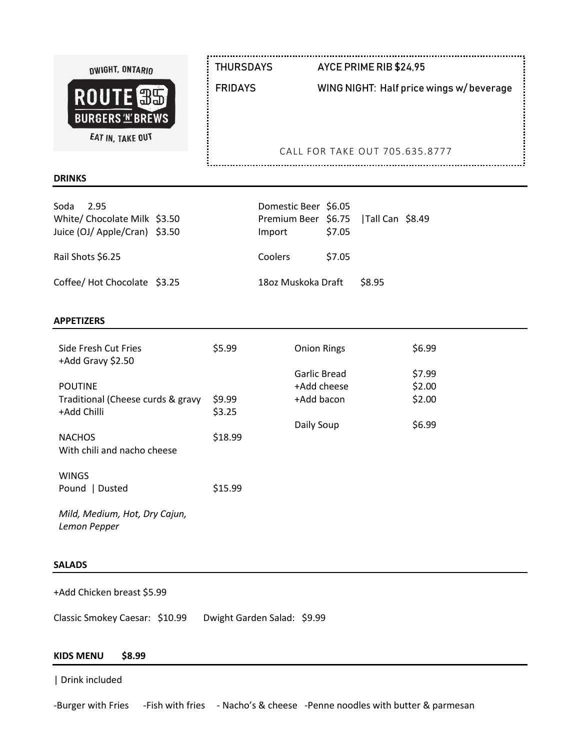DWIGHT, ONTARIO

# ROUTE 35
**BURGERS 'N' BREWS**

EAT IN, TAKE OUT

| | |
|---|---|
| THURSDAYS | AYCE PRIME RIB $24.95 |
| FRIDAYS | WING NIGHT: Half price wings w/ beverage |

CALL FOR TAKE OUT 705.635.8777

## DRINKS

Soda 2.95
White/ Chocolate Milk $3.50
Juice (OJ/ Apple/Cran) $3.50

Rail Shots $6.25

Coffee/ Hot Chocolate $3.25

Domestic Beer $6.05
Premium Beer $6.75 |Tall Can $8.49
Import $7.05

Coolers $7.05

18oz Muskoka Draft $8.95

## APPETIZERS

Side Fresh Cut Fries $5.99
+Add Gravy $2.50

POUTINE
Traditional (Cheese curds & gravy $9.99
+Add Chilli $3.25

NACHOS $18.99
With chili and nacho cheese

WINGS
Pound | Dusted $15.99

*Mild, Medium, Hot, Dry Cajun, Lemon Pepper*

Onion Rings $6.99

Garlic Bread $7.99
+Add cheese $2.00
+Add bacon $2.00

Daily Soup $6.99

## SALADS

+Add Chicken breast $5.99

Classic Smokey Caesar: $10.99 Dwight Garden Salad: $9.99

## KIDS MENU $8.99

| Drink included

-Burger with Fries -Fish with fries - Nacho's & cheese -Penne noodles with butter & parmesan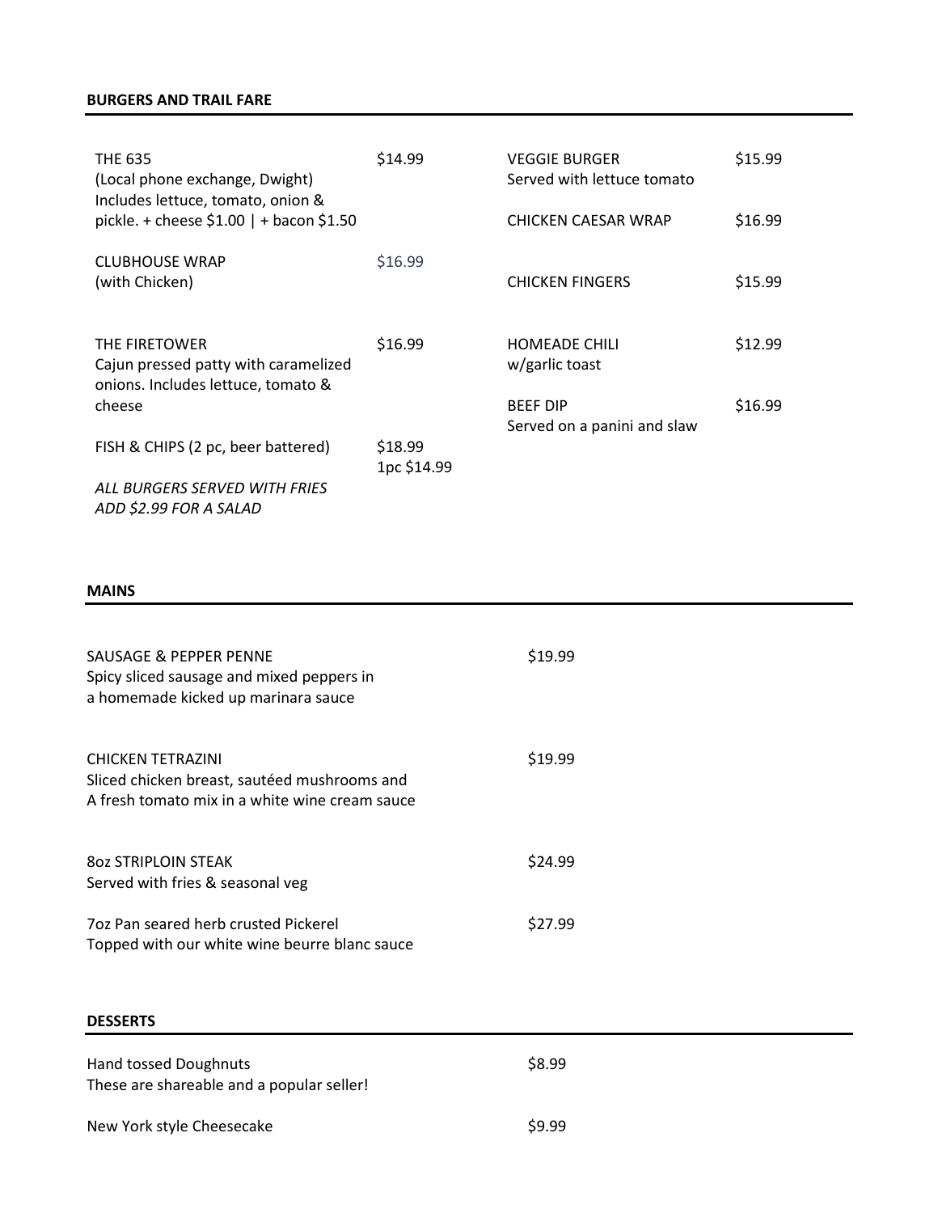## BURGERS AND TRAIL FARE

THE 635 — $14.99
(Local phone exchange, Dwight)
Includes lettuce, tomato, onion & pickle. + cheese $1.00 | + bacon $1.50

CLUBHOUSE WRAP — $16.99
(with Chicken)

THE FIRETOWER — $16.99
Cajun pressed patty with caramelized onions. Includes lettuce, tomato & cheese

FISH & CHIPS (2 pc, beer battered) — $18.99
1pc $14.99

*ALL BURGERS SERVED WITH FRIES*
*ADD $2.99 FOR A SALAD*

VEGGIE BURGER — $15.99
Served with lettuce tomato

CHICKEN CAESAR WRAP — $16.99

CHICKEN FINGERS — $15.99

HOMEADE CHILI — $12.99
w/garlic toast

BEEF DIP — $16.99
Served on a panini and slaw

## MAINS

SAUSAGE & PEPPER PENNE — $19.99
Spicy sliced sausage and mixed peppers in a homemade kicked up marinara sauce

CHICKEN TETRAZINI — $19.99
Sliced chicken breast, sautéed mushrooms and A fresh tomato mix in a white wine cream sauce

8oz STRIPLOIN STEAK — $24.99
Served with fries & seasonal veg

7oz Pan seared herb crusted Pickerel — $27.99
Topped with our white wine beurre blanc sauce

## DESSERTS

Hand tossed Doughnuts — $8.99
These are shareable and a popular seller!

New York style Cheesecake — $9.99